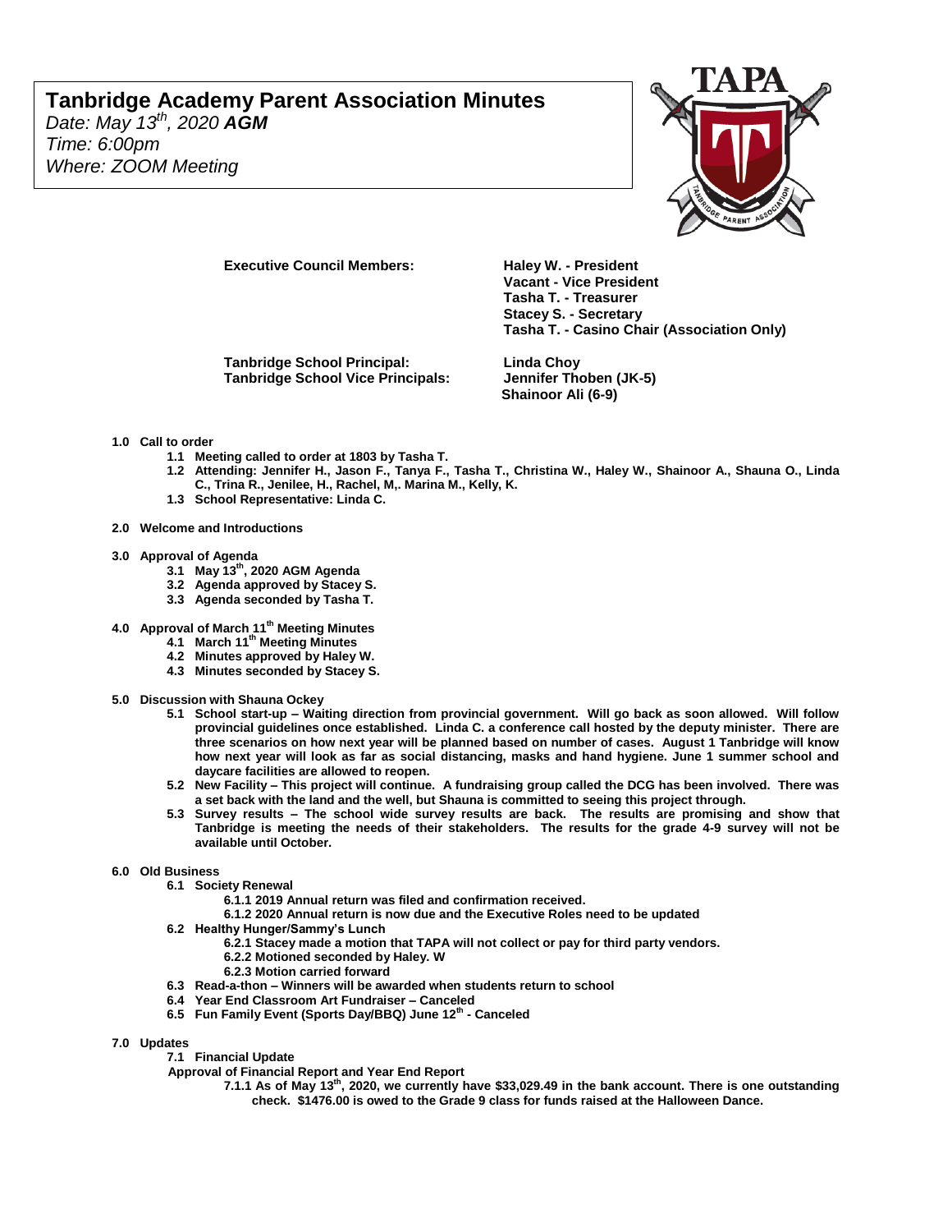# Tanbridge Academy Parent Association Minutes

*Date: May 13th, 2020* ***AGM***
*Time: 6:00pm*
*Where: ZOOM Meeting*

**Executive Council Members:**
**Haley W. - President**
**Vacant - Vice President**
**Tasha T. - Treasurer**
**Stacey S. - Secretary**
**Tasha T. - Casino Chair (Association Only)**

**Tanbridge School Principal:** **Linda Choy**
**Tanbridge School Vice Principals:** **Jennifer Thoben (JK-5)**
**Shainoor Ali (6-9)**

**1.0 Call to order**

- **1.1 Meeting called to order at 1803 by Tasha T.**
- **1.2 Attending: Jennifer H., Jason F., Tanya F., Tasha T., Christina W., Haley W., Shainoor A., Shauna O., Linda C., Trina R., Jenilee, H., Rachel, M,. Marina M., Kelly, K.**
- **1.3 School Representative: Linda C.**

**2.0 Welcome and Introductions**

**3.0 Approval of Agenda**

- **3.1 May 13th, 2020 AGM Agenda**
- **3.2 Agenda approved by Stacey S.**
- **3.3 Agenda seconded by Tasha T.**

**4.0 Approval of March 11th Meeting Minutes**

- **4.1 March 11th Meeting Minutes**
- **4.2 Minutes approved by Haley W.**
- **4.3 Minutes seconded by Stacey S.**

**5.0 Discussion with Shauna Ockey**

- **5.1 School start-up – Waiting direction from provincial government. Will go back as soon allowed. Will follow provincial guidelines once established. Linda C. a conference call hosted by the deputy minister. There are three scenarios on how next year will be planned based on number of cases. August 1 Tanbridge will know how next year will look as far as social distancing, masks and hand hygiene. June 1 summer school and daycare facilities are allowed to reopen.**
- **5.2 New Facility – This project will continue. A fundraising group called the DCG has been involved. There was a set back with the land and the well, but Shauna is committed to seeing this project through.**
- **5.3 Survey results – The school wide survey results are back. The results are promising and show that Tanbridge is meeting the needs of their stakeholders. The results for the grade 4-9 survey will not be available until October.**

**6.0 Old Business**

- **6.1 Society Renewal**
  - **6.1.1 2019 Annual return was filed and confirmation received.**
  - **6.1.2 2020 Annual return is now due and the Executive Roles need to be updated**
- **6.2 Healthy Hunger/Sammy's Lunch**
  - **6.2.1 Stacey made a motion that TAPA will not collect or pay for third party vendors.**
  - **6.2.2 Motioned seconded by Haley. W**
  - **6.2.3 Motion carried forward**
- **6.3 Read-a-thon – Winners will be awarded when students return to school**
- **6.4 Year End Classroom Art Fundraiser – Canceled**
- **6.5 Fun Family Event (Sports Day/BBQ) June 12th - Canceled**

**7.0 Updates**

- **7.1 Financial Update**

**Approval of Financial Report and Year End Report**

- **7.1.1 As of May 13th, 2020, we currently have $33,029.49 in the bank account. There is one outstanding check. $1476.00 is owed to the Grade 9 class for funds raised at the Halloween Dance.**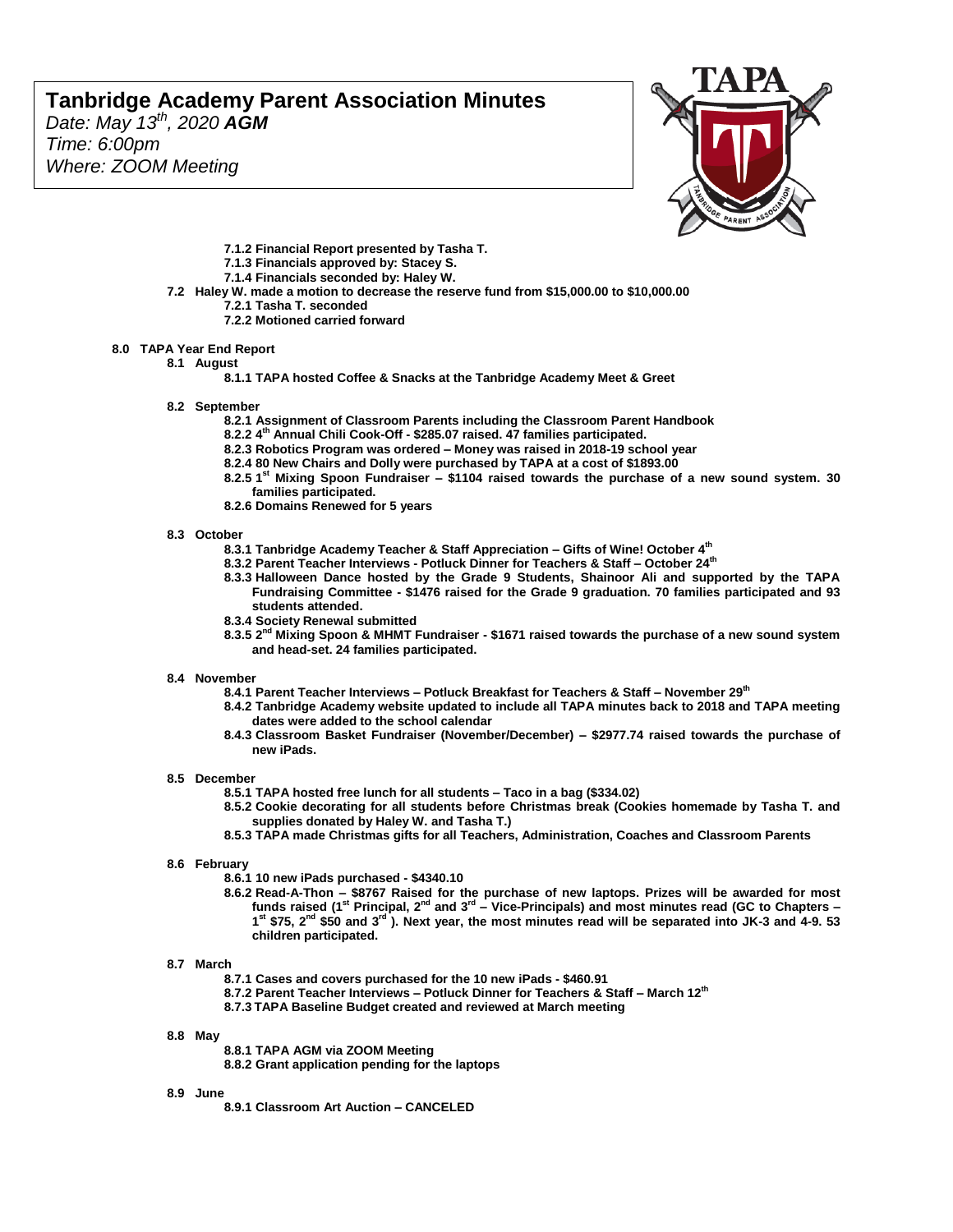# Tanbridge Academy Parent Association Minutes

*Date: May 13th, 2020* ***AGM***
*Time: 6:00pm*
*Where: ZOOM Meeting*

- **7.1.2 Financial Report presented by Tasha T.**
- **7.1.3 Financials approved by: Stacey S.**
- **7.1.4 Financials seconded by: Haley W.**

**7.2 Haley W. made a motion to decrease the reserve fund from $15,000.00 to $10,000.00**

- **7.2.1 Tasha T. seconded**
- **7.2.2 Motioned carried forward**

**8.0 TAPA Year End Report**

**8.1 August**

- **8.1.1 TAPA hosted Coffee & Snacks at the Tanbridge Academy Meet & Greet**

**8.2 September**

- **8.2.1 Assignment of Classroom Parents including the Classroom Parent Handbook**
- **8.2.2 4th Annual Chili Cook-Off - $285.07 raised. 47 families participated.**
- **8.2.3 Robotics Program was ordered – Money was raised in 2018-19 school year**
- **8.2.4 80 New Chairs and Dolly were purchased by TAPA at a cost of $1893.00**
- **8.2.5 1st Mixing Spoon Fundraiser – $1104 raised towards the purchase of a new sound system. 30 families participated.**
- **8.2.6 Domains Renewed for 5 years**

**8.3 October**

- **8.3.1 Tanbridge Academy Teacher & Staff Appreciation – Gifts of Wine! October 4th**
- **8.3.2 Parent Teacher Interviews - Potluck Dinner for Teachers & Staff – October 24th**
- **8.3.3 Halloween Dance hosted by the Grade 9 Students, Shainoor Ali and supported by the TAPA Fundraising Committee - $1476 raised for the Grade 9 graduation. 70 families participated and 93 students attended.**
- **8.3.4 Society Renewal submitted**
- **8.3.5 2nd Mixing Spoon & MHMT Fundraiser - $1671 raised towards the purchase of a new sound system and head-set. 24 families participated.**

**8.4 November**

- **8.4.1 Parent Teacher Interviews – Potluck Breakfast for Teachers & Staff – November 29th**
- **8.4.2 Tanbridge Academy website updated to include all TAPA minutes back to 2018 and TAPA meeting dates were added to the school calendar**
- **8.4.3 Classroom Basket Fundraiser (November/December) – $2977.74 raised towards the purchase of new iPads.**

**8.5 December**

- **8.5.1 TAPA hosted free lunch for all students – Taco in a bag ($334.02)**
- **8.5.2 Cookie decorating for all students before Christmas break (Cookies homemade by Tasha T. and supplies donated by Haley W. and Tasha T.)**
- **8.5.3 TAPA made Christmas gifts for all Teachers, Administration, Coaches and Classroom Parents**

**8.6 February**

- **8.6.1 10 new iPads purchased - $4340.10**
- **8.6.2 Read-A-Thon – $8767 Raised for the purchase of new laptops. Prizes will be awarded for most funds raised (1st Principal, 2nd and 3rd – Vice-Principals) and most minutes read (GC to Chapters – 1st $75, 2nd $50 and 3rd ). Next year, the most minutes read will be separated into JK-3 and 4-9. 53 children participated.**

**8.7 March**

- **8.7.1 Cases and covers purchased for the 10 new iPads - $460.91**
- **8.7.2 Parent Teacher Interviews – Potluck Dinner for Teachers & Staff – March 12th**
- **8.7.3 TAPA Baseline Budget created and reviewed at March meeting**

**8.8 May**

- **8.8.1 TAPA AGM via ZOOM Meeting**
- **8.8.2 Grant application pending for the laptops**

**8.9 June**

- **8.9.1 Classroom Art Auction – CANCELED**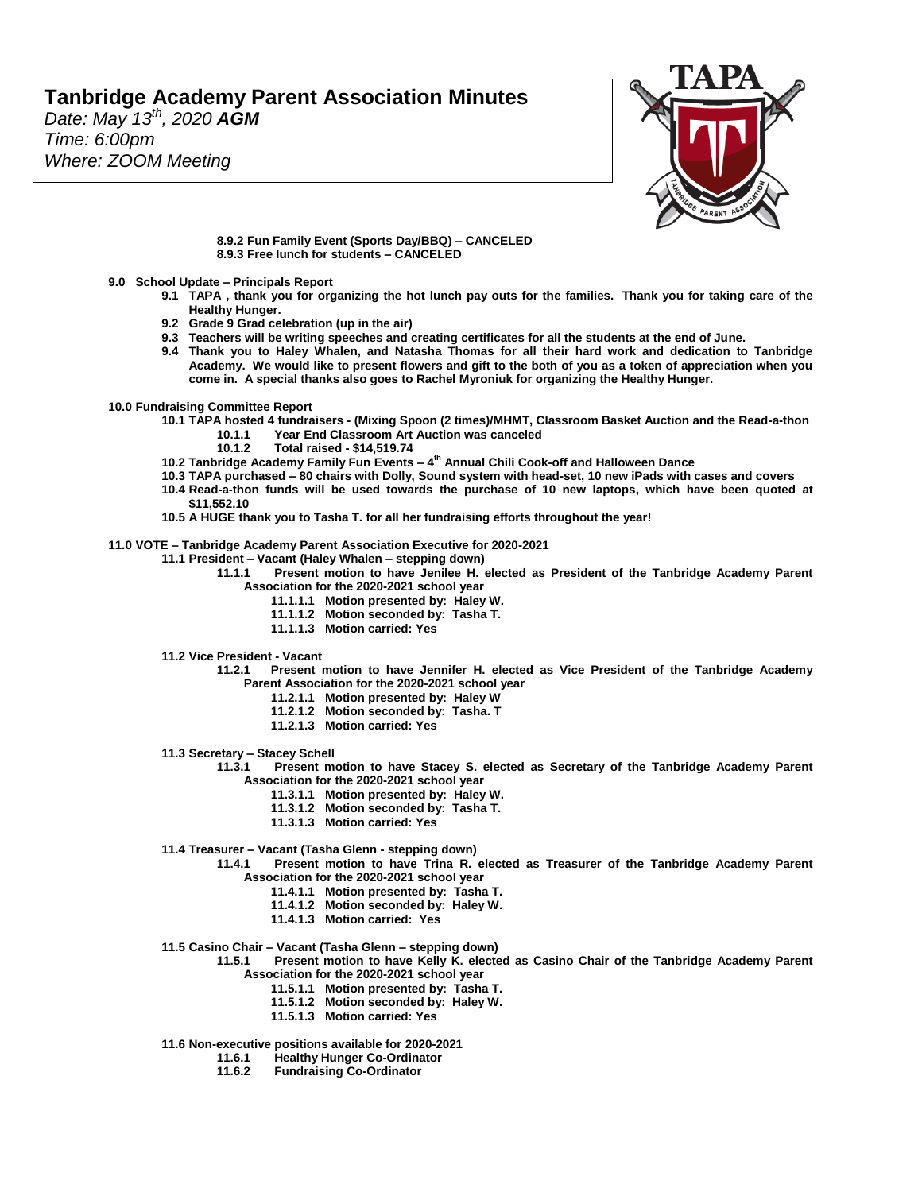# Tanbridge Academy Parent Association Minutes

*Date: May 13th, 2020 **AGM***
*Time: 6:00pm*
*Where: ZOOM Meeting*

**8.9.2 Fun Family Event (Sports Day/BBQ) – CANCELED**
**8.9.3 Free lunch for students – CANCELED**

**9.0 School Update – Principals Report**

- **9.1 TAPA , thank you for organizing the hot lunch pay outs for the families. Thank you for taking care of the Healthy Hunger.**
- **9.2 Grade 9 Grad celebration (up in the air)**
- **9.3 Teachers will be writing speeches and creating certificates for all the students at the end of June.**
- **9.4 Thank you to Haley Whalen, and Natasha Thomas for all their hard work and dedication to Tanbridge Academy. We would like to present flowers and gift to the both of you as a token of appreciation when you come in. A special thanks also goes to Rachel Myroniuk for organizing the Healthy Hunger.**

**10.0 Fundraising Committee Report**

- **10.1 TAPA hosted 4 fundraisers - (Mixing Spoon (2 times)/MHMT, Classroom Basket Auction and the Read-a-thon**
  - **10.1.1 Year End Classroom Art Auction was canceled**
  - **10.1.2 Total raised - $14,519.74**
- **10.2 Tanbridge Academy Family Fun Events – 4th Annual Chili Cook-off and Halloween Dance**
- **10.3 TAPA purchased – 80 chairs with Dolly, Sound system with head-set, 10 new iPads with cases and covers**
- **10.4 Read-a-thon funds will be used towards the purchase of 10 new laptops, which have been quoted at $11,552.10**
- **10.5 A HUGE thank you to Tasha T. for all her fundraising efforts throughout the year!**

**11.0 VOTE – Tanbridge Academy Parent Association Executive for 2020-2021**

- **11.1 President – Vacant (Haley Whalen – stepping down)**
  - **11.1.1 Present motion to have Jenilee H. elected as President of the Tanbridge Academy Parent Association for the 2020-2021 school year**
    - **11.1.1.1 Motion presented by: Haley W.**
    - **11.1.1.2 Motion seconded by: Tasha T.**
    - **11.1.1.3 Motion carried: Yes**
- **11.2 Vice President - Vacant**
  - **11.2.1 Present motion to have Jennifer H. elected as Vice President of the Tanbridge Academy Parent Association for the 2020-2021 school year**
    - **11.2.1.1 Motion presented by: Haley W**
    - **11.2.1.2 Motion seconded by: Tasha. T**
    - **11.2.1.3 Motion carried: Yes**
- **11.3 Secretary – Stacey Schell**
  - **11.3.1 Present motion to have Stacey S. elected as Secretary of the Tanbridge Academy Parent Association for the 2020-2021 school year**
    - **11.3.1.1 Motion presented by: Haley W.**
    - **11.3.1.2 Motion seconded by: Tasha T.**
    - **11.3.1.3 Motion carried: Yes**
- **11.4 Treasurer – Vacant (Tasha Glenn - stepping down)**
  - **11.4.1 Present motion to have Trina R. elected as Treasurer of the Tanbridge Academy Parent Association for the 2020-2021 school year**
    - **11.4.1.1 Motion presented by: Tasha T.**
    - **11.4.1.2 Motion seconded by: Haley W.**
    - **11.4.1.3 Motion carried: Yes**
- **11.5 Casino Chair – Vacant (Tasha Glenn – stepping down)**
  - **11.5.1 Present motion to have Kelly K. elected as Casino Chair of the Tanbridge Academy Parent Association for the 2020-2021 school year**
    - **11.5.1.1 Motion presented by: Tasha T.**
    - **11.5.1.2 Motion seconded by: Haley W.**
    - **11.5.1.3 Motion carried: Yes**
- **11.6 Non-executive positions available for 2020-2021**
  - **11.6.1 Healthy Hunger Co-Ordinator**
  - **11.6.2 Fundraising Co-Ordinator**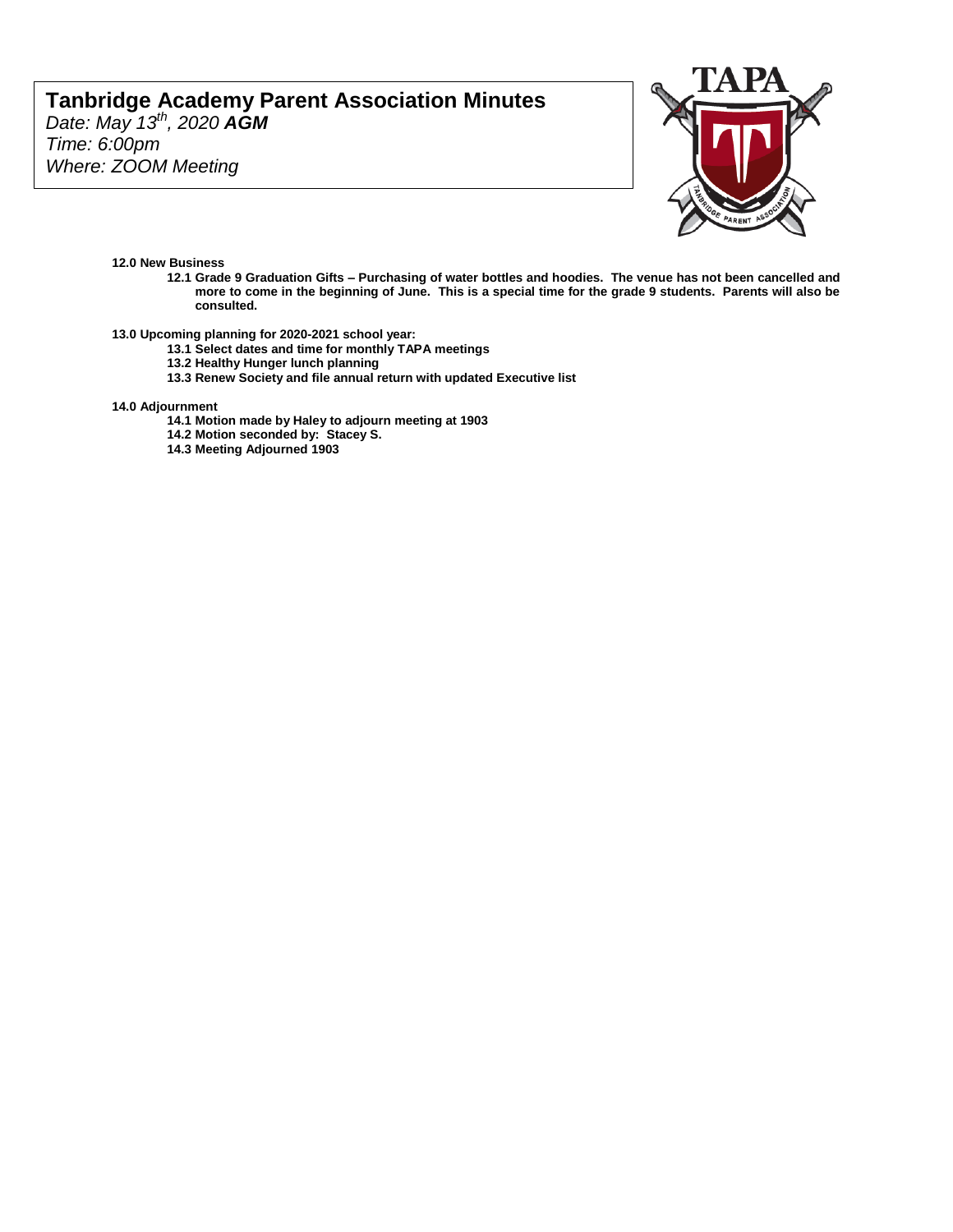# Tanbridge Academy Parent Association Minutes

*Date: May 13th, 2020* ***AGM***
*Time: 6:00pm*
*Where: ZOOM Meeting*

**12.0 New Business**

- **12.1 Grade 9 Graduation Gifts – Purchasing of water bottles and hoodies. The venue has not been cancelled and more to come in the beginning of June. This is a special time for the grade 9 students. Parents will also be consulted.**

**13.0 Upcoming planning for 2020-2021 school year:**

- **13.1 Select dates and time for monthly TAPA meetings**
- **13.2 Healthy Hunger lunch planning**
- **13.3 Renew Society and file annual return with updated Executive list**

**14.0 Adjournment**

- **14.1 Motion made by Haley to adjourn meeting at 1903**
- **14.2 Motion seconded by: Stacey S.**
- **14.3 Meeting Adjourned 1903**